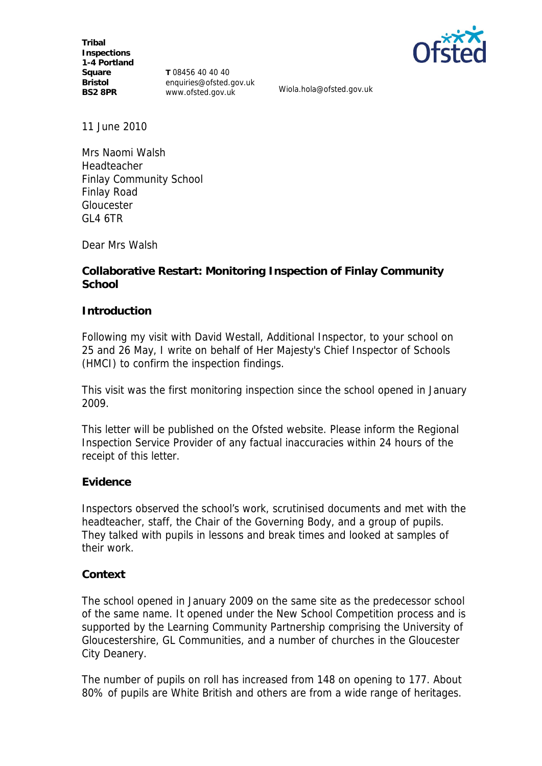**Tribal Inspections**
**1-4 Portland Square**
**Bristol**
**BS2 8PR**

**T** 08456 40 40 40
enquiries@ofsted.gov.uk
www.ofsted.gov.uk

Wiola.hola@ofsted.gov.uk

11 June 2010

Mrs Naomi Walsh
Headteacher
Finlay Community School
Finlay Road
Gloucester
GL4 6TR

Dear Mrs Walsh

**Collaborative Restart: Monitoring Inspection of Finlay Community School**

**Introduction**

Following my visit with David Westall, Additional Inspector, to your school on 25 and 26 May, I write on behalf of Her Majesty's Chief Inspector of Schools (HMCI) to confirm the inspection findings.

This visit was the first monitoring inspection since the school opened in January 2009.

This letter will be published on the Ofsted website. Please inform the Regional Inspection Service Provider of any factual inaccuracies within 24 hours of the receipt of this letter.

**Evidence**

Inspectors observed the school's work, scrutinised documents and met with the headteacher, staff, the Chair of the Governing Body, and a group of pupils. They talked with pupils in lessons and break times and looked at samples of their work.

**Context**

The school opened in January 2009 on the same site as the predecessor school of the same name. It opened under the New School Competition process and is supported by the Learning Community Partnership comprising the University of Gloucestershire, GL Communities, and a number of churches in the Gloucester City Deanery.

The number of pupils on roll has increased from 148 on opening to 177. About 80% of pupils are White British and others are from a wide range of heritages.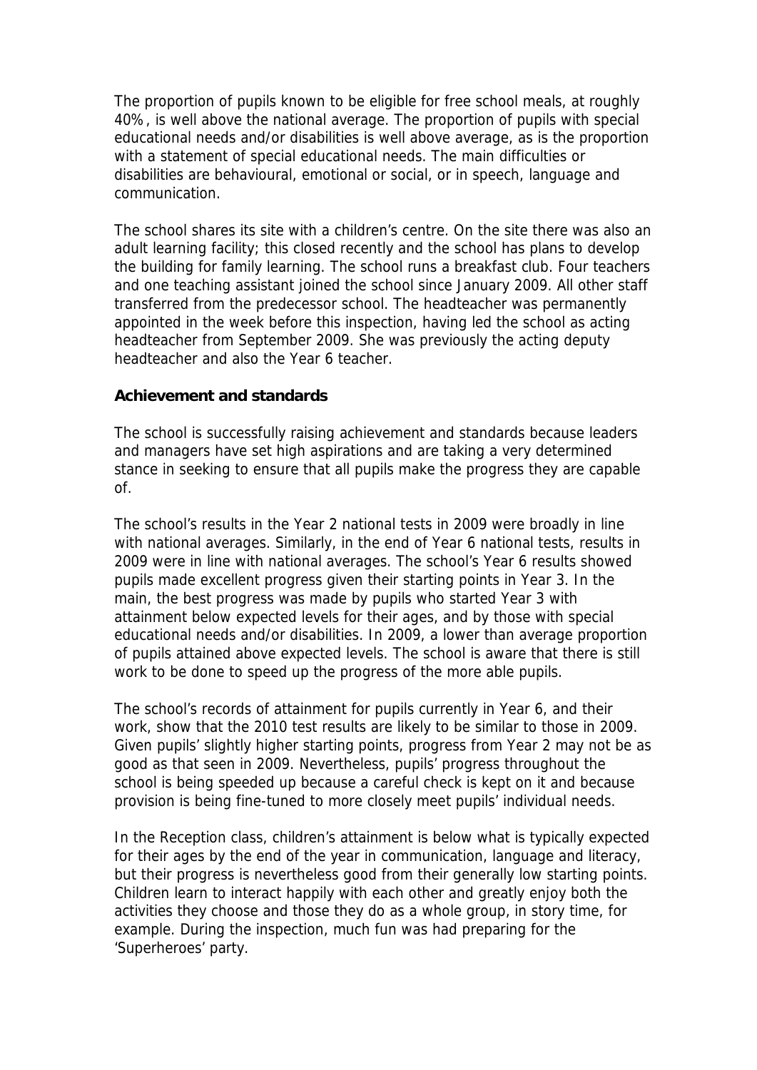The proportion of pupils known to be eligible for free school meals, at roughly 40%, is well above the national average. The proportion of pupils with special educational needs and/or disabilities is well above average, as is the proportion with a statement of special educational needs. The main difficulties or disabilities are behavioural, emotional or social, or in speech, language and communication.

The school shares its site with a children's centre. On the site there was also an adult learning facility; this closed recently and the school has plans to develop the building for family learning. The school runs a breakfast club. Four teachers and one teaching assistant joined the school since January 2009. All other staff transferred from the predecessor school. The headteacher was permanently appointed in the week before this inspection, having led the school as acting headteacher from September 2009. She was previously the acting deputy headteacher and also the Year 6 teacher.

**Achievement and standards**

The school is successfully raising achievement and standards because leaders and managers have set high aspirations and are taking a very determined stance in seeking to ensure that all pupils make the progress they are capable of.

The school's results in the Year 2 national tests in 2009 were broadly in line with national averages. Similarly, in the end of Year 6 national tests, results in 2009 were in line with national averages. The school's Year 6 results showed pupils made excellent progress given their starting points in Year 3. In the main, the best progress was made by pupils who started Year 3 with attainment below expected levels for their ages, and by those with special educational needs and/or disabilities. In 2009, a lower than average proportion of pupils attained above expected levels. The school is aware that there is still work to be done to speed up the progress of the more able pupils.

The school's records of attainment for pupils currently in Year 6, and their work, show that the 2010 test results are likely to be similar to those in 2009. Given pupils' slightly higher starting points, progress from Year 2 may not be as good as that seen in 2009. Nevertheless, pupils' progress throughout the school is being speeded up because a careful check is kept on it and because provision is being fine-tuned to more closely meet pupils' individual needs.

In the Reception class, children's attainment is below what is typically expected for their ages by the end of the year in communication, language and literacy, but their progress is nevertheless good from their generally low starting points. Children learn to interact happily with each other and greatly enjoy both the activities they choose and those they do as a whole group, in story time, for example. During the inspection, much fun was had preparing for the 'Superheroes' party.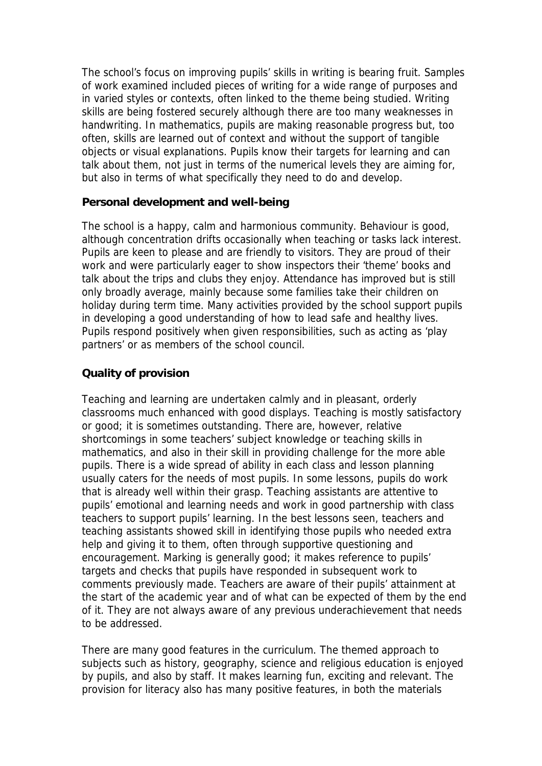The school's focus on improving pupils' skills in writing is bearing fruit. Samples of work examined included pieces of writing for a wide range of purposes and in varied styles or contexts, often linked to the theme being studied. Writing skills are being fostered securely although there are too many weaknesses in handwriting. In mathematics, pupils are making reasonable progress but, too often, skills are learned out of context and without the support of tangible objects or visual explanations. Pupils know their targets for learning and can talk about them, not just in terms of the numerical levels they are aiming for, but also in terms of what specifically they need to do and develop.

**Personal development and well-being**

The school is a happy, calm and harmonious community. Behaviour is good, although concentration drifts occasionally when teaching or tasks lack interest. Pupils are keen to please and are friendly to visitors. They are proud of their work and were particularly eager to show inspectors their 'theme' books and talk about the trips and clubs they enjoy. Attendance has improved but is still only broadly average, mainly because some families take their children on holiday during term time. Many activities provided by the school support pupils in developing a good understanding of how to lead safe and healthy lives. Pupils respond positively when given responsibilities, such as acting as 'play partners' or as members of the school council.

**Quality of provision**

Teaching and learning are undertaken calmly and in pleasant, orderly classrooms much enhanced with good displays. Teaching is mostly satisfactory or good; it is sometimes outstanding. There are, however, relative shortcomings in some teachers' subject knowledge or teaching skills in mathematics, and also in their skill in providing challenge for the more able pupils. There is a wide spread of ability in each class and lesson planning usually caters for the needs of most pupils. In some lessons, pupils do work that is already well within their grasp. Teaching assistants are attentive to pupils' emotional and learning needs and work in good partnership with class teachers to support pupils' learning. In the best lessons seen, teachers and teaching assistants showed skill in identifying those pupils who needed extra help and giving it to them, often through supportive questioning and encouragement. Marking is generally good; it makes reference to pupils' targets and checks that pupils have responded in subsequent work to comments previously made. Teachers are aware of their pupils' attainment at the start of the academic year and of what can be expected of them by the end of it. They are not always aware of any previous underachievement that needs to be addressed.

There are many good features in the curriculum. The themed approach to subjects such as history, geography, science and religious education is enjoyed by pupils, and also by staff. It makes learning fun, exciting and relevant. The provision for literacy also has many positive features, in both the materials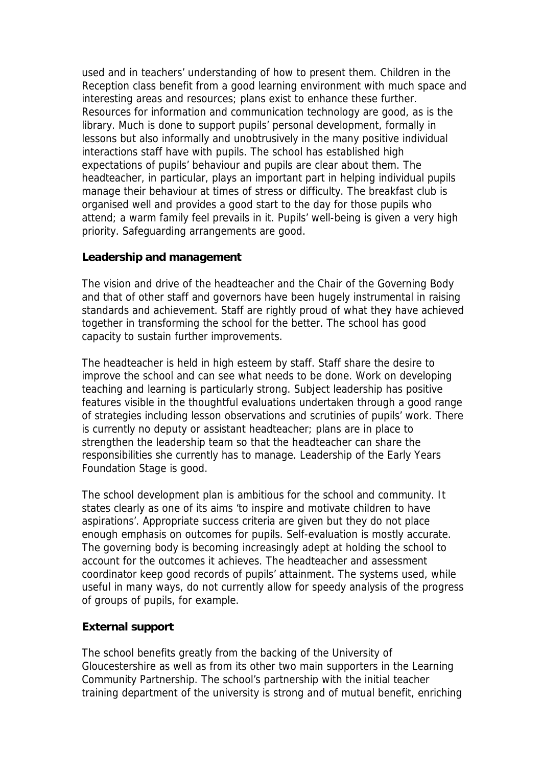used and in teachers' understanding of how to present them. Children in the Reception class benefit from a good learning environment with much space and interesting areas and resources; plans exist to enhance these further. Resources for information and communication technology are good, as is the library. Much is done to support pupils' personal development, formally in lessons but also informally and unobtrusively in the many positive individual interactions staff have with pupils. The school has established high expectations of pupils' behaviour and pupils are clear about them. The headteacher, in particular, plays an important part in helping individual pupils manage their behaviour at times of stress or difficulty. The breakfast club is organised well and provides a good start to the day for those pupils who attend; a warm family feel prevails in it. Pupils' well-being is given a very high priority. Safeguarding arrangements are good.

**Leadership and management**

The vision and drive of the headteacher and the Chair of the Governing Body and that of other staff and governors have been hugely instrumental in raising standards and achievement. Staff are rightly proud of what they have achieved together in transforming the school for the better. The school has good capacity to sustain further improvements.

The headteacher is held in high esteem by staff. Staff share the desire to improve the school and can see what needs to be done. Work on developing teaching and learning is particularly strong. Subject leadership has positive features visible in the thoughtful evaluations undertaken through a good range of strategies including lesson observations and scrutinies of pupils' work. There is currently no deputy or assistant headteacher; plans are in place to strengthen the leadership team so that the headteacher can share the responsibilities she currently has to manage. Leadership of the Early Years Foundation Stage is good.

The school development plan is ambitious for the school and community. It states clearly as one of its aims 'to inspire and motivate children to have aspirations'. Appropriate success criteria are given but they do not place enough emphasis on outcomes for pupils. Self-evaluation is mostly accurate. The governing body is becoming increasingly adept at holding the school to account for the outcomes it achieves. The headteacher and assessment coordinator keep good records of pupils' attainment. The systems used, while useful in many ways, do not currently allow for speedy analysis of the progress of groups of pupils, for example.

**External support**

The school benefits greatly from the backing of the University of Gloucestershire as well as from its other two main supporters in the Learning Community Partnership. The school's partnership with the initial teacher training department of the university is strong and of mutual benefit, enriching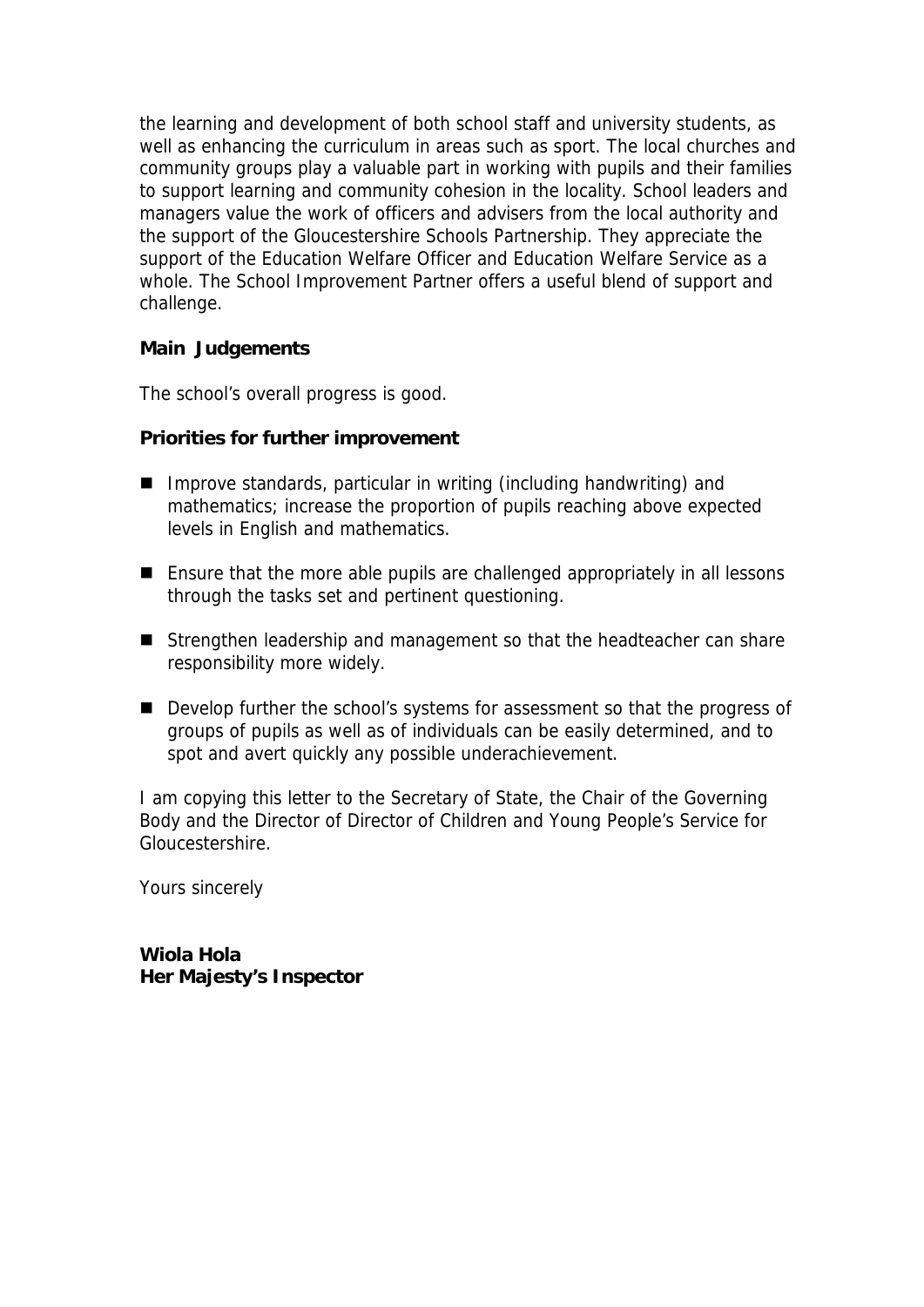the learning and development of both school staff and university students, as well as enhancing the curriculum in areas such as sport. The local churches and community groups play a valuable part in working with pupils and their families to support learning and community cohesion in the locality. School leaders and managers value the work of officers and advisers from the local authority and the support of the Gloucestershire Schools Partnership. They appreciate the support of the Education Welfare Officer and Education Welfare Service as a whole. The School Improvement Partner offers a useful blend of support and challenge.

**Main Judgements**

The school's overall progress is good.

**Priorities for further improvement**

- Improve standards, particular in writing (including handwriting) and mathematics; increase the proportion of pupils reaching above expected levels in English and mathematics.
- Ensure that the more able pupils are challenged appropriately in all lessons through the tasks set and pertinent questioning.
- Strengthen leadership and management so that the headteacher can share responsibility more widely.
- Develop further the school's systems for assessment so that the progress of groups of pupils as well as of individuals can be easily determined, and to spot and avert quickly any possible underachievement.

I am copying this letter to the Secretary of State, the Chair of the Governing Body and the Director of Director of Children and Young People's Service for Gloucestershire.

Yours sincerely

**Wiola Hola**
**Her Majesty's Inspector**